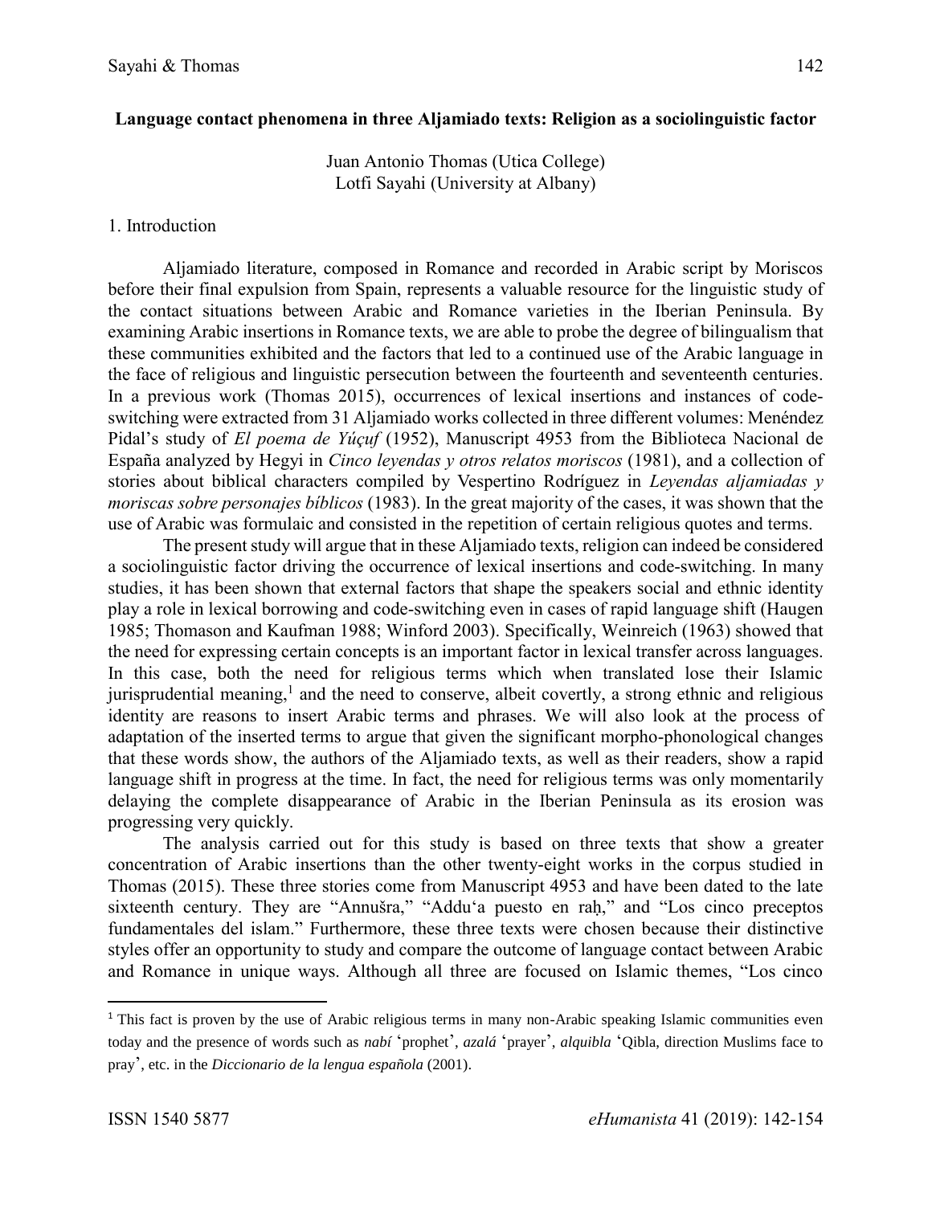**Language contact phenomena in three Aljamiado texts: Religion as a sociolinguistic factor**

Juan Antonio Thomas (Utica College)
Lotfi Sayahi (University at Albany)

1. Introduction

Aljamiado literature, composed in Romance and recorded in Arabic script by Moriscos before their final expulsion from Spain, represents a valuable resource for the linguistic study of the contact situations between Arabic and Romance varieties in the Iberian Peninsula. By examining Arabic insertions in Romance texts, we are able to probe the degree of bilingualism that these communities exhibited and the factors that led to a continued use of the Arabic language in the face of religious and linguistic persecution between the fourteenth and seventeenth centuries. In a previous work (Thomas 2015), occurrences of lexical insertions and instances of code-switching were extracted from 31 Aljamiado works collected in three different volumes: Menéndez Pidal's study of *El poema de Yúçuf* (1952), Manuscript 4953 from the Biblioteca Nacional de España analyzed by Hegyi in *Cinco leyendas y otros relatos moriscos* (1981), and a collection of stories about biblical characters compiled by Vespertino Rodríguez in *Leyendas aljamiadas y moriscas sobre personajes bíblicos* (1983). In the great majority of the cases, it was shown that the use of Arabic was formulaic and consisted in the repetition of certain religious quotes and terms.

The present study will argue that in these Aljamiado texts, religion can indeed be considered a sociolinguistic factor driving the occurrence of lexical insertions and code-switching. In many studies, it has been shown that external factors that shape the speakers social and ethnic identity play a role in lexical borrowing and code-switching even in cases of rapid language shift (Haugen 1985; Thomason and Kaufman 1988; Winford 2003). Specifically, Weinreich (1963) showed that the need for expressing certain concepts is an important factor in lexical transfer across languages. In this case, both the need for religious terms which when translated lose their Islamic jurisprudential meaning,[1] and the need to conserve, albeit covertly, a strong ethnic and religious identity are reasons to insert Arabic terms and phrases. We will also look at the process of adaptation of the inserted terms to argue that given the significant morpho-phonological changes that these words show, the authors of the Aljamiado texts, as well as their readers, show a rapid language shift in progress at the time. In fact, the need for religious terms was only momentarily delaying the complete disappearance of Arabic in the Iberian Peninsula as its erosion was progressing very quickly.

The analysis carried out for this study is based on three texts that show a greater concentration of Arabic insertions than the other twenty-eight works in the corpus studied in Thomas (2015). These three stories come from Manuscript 4953 and have been dated to the late sixteenth century. They are "Annušra," "Addu'a puesto en raḥ," and "Los cinco preceptos fundamentales del islam." Furthermore, these three texts were chosen because their distinctive styles offer an opportunity to study and compare the outcome of language contact between Arabic and Romance in unique ways. Although all three are focused on Islamic themes, "Los cinco

---

[1] This fact is proven by the use of Arabic religious terms in many non-Arabic speaking Islamic communities even today and the presence of words such as *nabí* 'prophet', *azalá* 'prayer', *alquibla* 'Qibla, direction Muslims face to pray', etc. in the *Diccionario de la lengua española* (2001).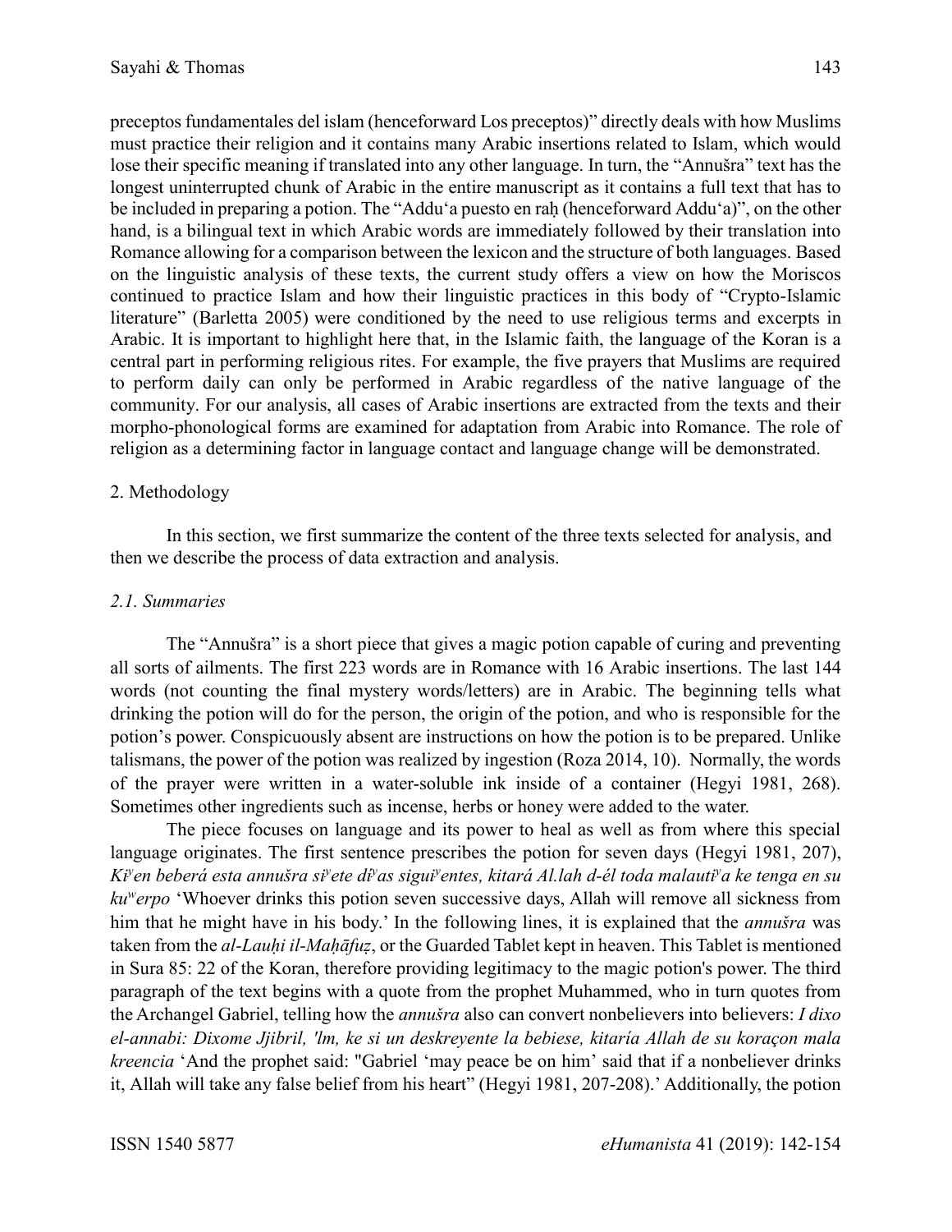preceptos fundamentales del islam (henceforward Los preceptos)" directly deals with how Muslims must practice their religion and it contains many Arabic insertions related to Islam, which would lose their specific meaning if translated into any other language. In turn, the "Annušra" text has the longest uninterrupted chunk of Arabic in the entire manuscript as it contains a full text that has to be included in preparing a potion. The "Addu'a puesto en raḥ (henceforward Addu'a)", on the other hand, is a bilingual text in which Arabic words are immediately followed by their translation into Romance allowing for a comparison between the lexicon and the structure of both languages. Based on the linguistic analysis of these texts, the current study offers a view on how the Moriscos continued to practice Islam and how their linguistic practices in this body of "Crypto-Islamic literature" (Barletta 2005) were conditioned by the need to use religious terms and excerpts in Arabic. It is important to highlight here that, in the Islamic faith, the language of the Koran is a central part in performing religious rites. For example, the five prayers that Muslims are required to perform daily can only be performed in Arabic regardless of the native language of the community. For our analysis, all cases of Arabic insertions are extracted from the texts and their morpho-phonological forms are examined for adaptation from Arabic into Romance. The role of religion as a determining factor in language contact and language change will be demonstrated.

## 2. Methodology

In this section, we first summarize the content of the three texts selected for analysis, and then we describe the process of data extraction and analysis.

### *2.1. Summaries*

The "Annušra" is a short piece that gives a magic potion capable of curing and preventing all sorts of ailments. The first 223 words are in Romance with 16 Arabic insertions. The last 144 words (not counting the final mystery words/letters) are in Arabic. The beginning tells what drinking the potion will do for the person, the origin of the potion, and who is responsible for the potion's power. Conspicuously absent are instructions on how the potion is to be prepared. Unlike talismans, the power of the potion was realized by ingestion (Roza 2014, 10). Normally, the words of the prayer were written in a water-soluble ink inside of a container (Hegyi 1981, 268). Sometimes other ingredients such as incense, herbs or honey were added to the water.

The piece focuses on language and its power to heal as well as from where this special language originates. The first sentence prescribes the potion for seven days (Hegyi 1981, 207), *Kiʸen beberá esta annušra siʸete dìʸas siguiʸentes, kitará Al.lah d-él toda malautiʸa ke tenga en su kuʷerpo* 'Whoever drinks this potion seven successive days, Allah will remove all sickness from him that he might have in his body.' In the following lines, it is explained that the *annušra* was taken from the *al-Lauḥi il-Maḥāfuẓ*, or the Guarded Tablet kept in heaven. This Tablet is mentioned in Sura 85: 22 of the Koran, therefore providing legitimacy to the magic potion's power. The third paragraph of the text begins with a quote from the prophet Muhammed, who in turn quotes from the Archangel Gabriel, telling how the *annušra* also can convert nonbelievers into believers: *I dixo el-annabi: Dixome Jjibril, 'lm, ke si un deskreyente la bebiese, kitaría Allah de su koraçon mala kreencia* 'And the prophet said: "Gabriel 'may peace be on him' said that if a nonbeliever drinks it, Allah will take any false belief from his heart" (Hegyi 1981, 207-208).' Additionally, the potion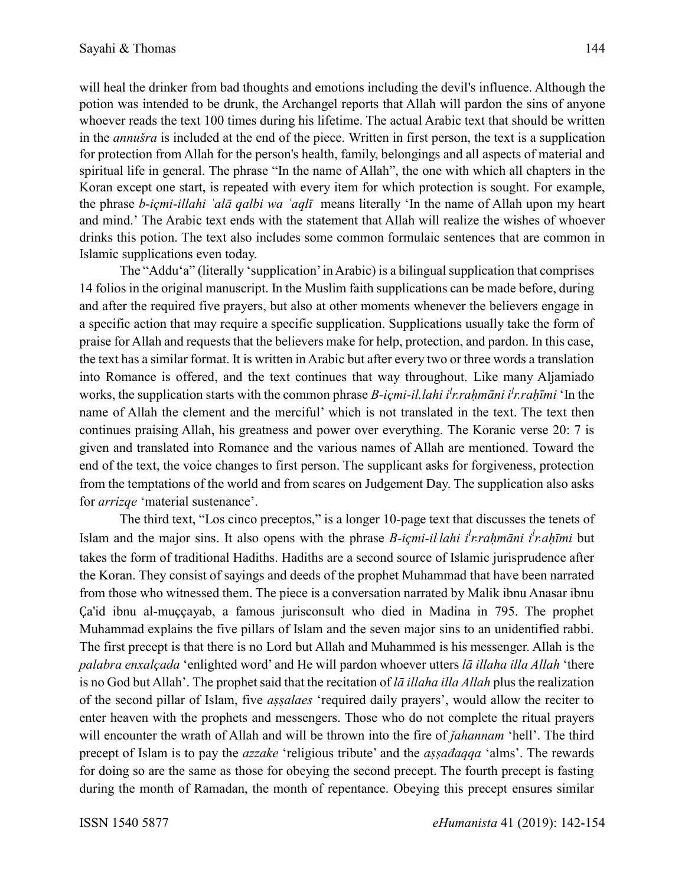will heal the drinker from bad thoughts and emotions including the devil's influence. Although the potion was intended to be drunk, the Archangel reports that Allah will pardon the sins of anyone whoever reads the text 100 times during his lifetime. The actual Arabic text that should be written in the *annušra* is included at the end of the piece. Written in first person, the text is a supplication for protection from Allah for the person's health, family, belongings and all aspects of material and spiritual life in general. The phrase "In the name of Allah", the one with which all chapters in the Koran except one start, is repeated with every item for which protection is sought. For example, the phrase *b-içmi-illahi ʿalā qalbi wa ʿaqlī* means literally 'In the name of Allah upon my heart and mind.' The Arabic text ends with the statement that Allah will realize the wishes of whoever drinks this potion. The text also includes some common formulaic sentences that are common in Islamic supplications even today.

The "Addu'a" (literally 'supplication' in Arabic) is a bilingual supplication that comprises 14 folios in the original manuscript. In the Muslim faith supplications can be made before, during and after the required five prayers, but also at other moments whenever the believers engage in a specific action that may require a specific supplication. Supplications usually take the form of praise for Allah and requests that the believers make for help, protection, and pardon. In this case, the text has a similar format. It is written in Arabic but after every two or three words a translation into Romance is offered, and the text continues that way throughout. Like many Aljamiado works, the supplication starts with the common phrase *B-içmi-il.lahi iˡr.raḥmāni iˡr.raḥīmi* 'In the name of Allah the clement and the merciful' which is not translated in the text. The text then continues praising Allah, his greatness and power over everything. The Koranic verse 20: 7 is given and translated into Romance and the various names of Allah are mentioned. Toward the end of the text, the voice changes to first person. The supplicant asks for forgiveness, protection from the temptations of the world and from scares on Judgement Day. The supplication also asks for *arrizqe* 'material sustenance'.

The third text, "Los cinco preceptos," is a longer 10-page text that discusses the tenets of Islam and the major sins. It also opens with the phrase *B-içmi-il·lahi iˡr.raḥmāni iˡr.aḥīmi* but takes the form of traditional Hadiths. Hadiths are a second source of Islamic jurisprudence after the Koran. They consist of sayings and deeds of the prophet Muhammad that have been narrated from those who witnessed them. The piece is a conversation narrated by Malik ibnu Anasar ibnu Ça'id ibnu al-muççayab, a famous jurisconsult who died in Madina in 795. The prophet Muhammad explains the five pillars of Islam and the seven major sins to an unidentified rabbi. The first precept is that there is no Lord but Allah and Muhammed is his messenger. Allah is the *palabra enxalçada* 'enlighted word' and He will pardon whoever utters *lā illaha illa Allah* 'there is no God but Allah'. The prophet said that the recitation of *lā illaha illa Allah* plus the realization of the second pillar of Islam, five *aṣṣalaes* 'required daily prayers', would allow the reciter to enter heaven with the prophets and messengers. Those who do not complete the ritual prayers will encounter the wrath of Allah and will be thrown into the fire of *ǰahannam* 'hell'. The third precept of Islam is to pay the *azzake* 'religious tribute' and the *aṣṣađaqqa* 'alms'. The rewards for doing so are the same as those for obeying the second precept. The fourth precept is fasting during the month of Ramadan, the month of repentance. Obeying this precept ensures similar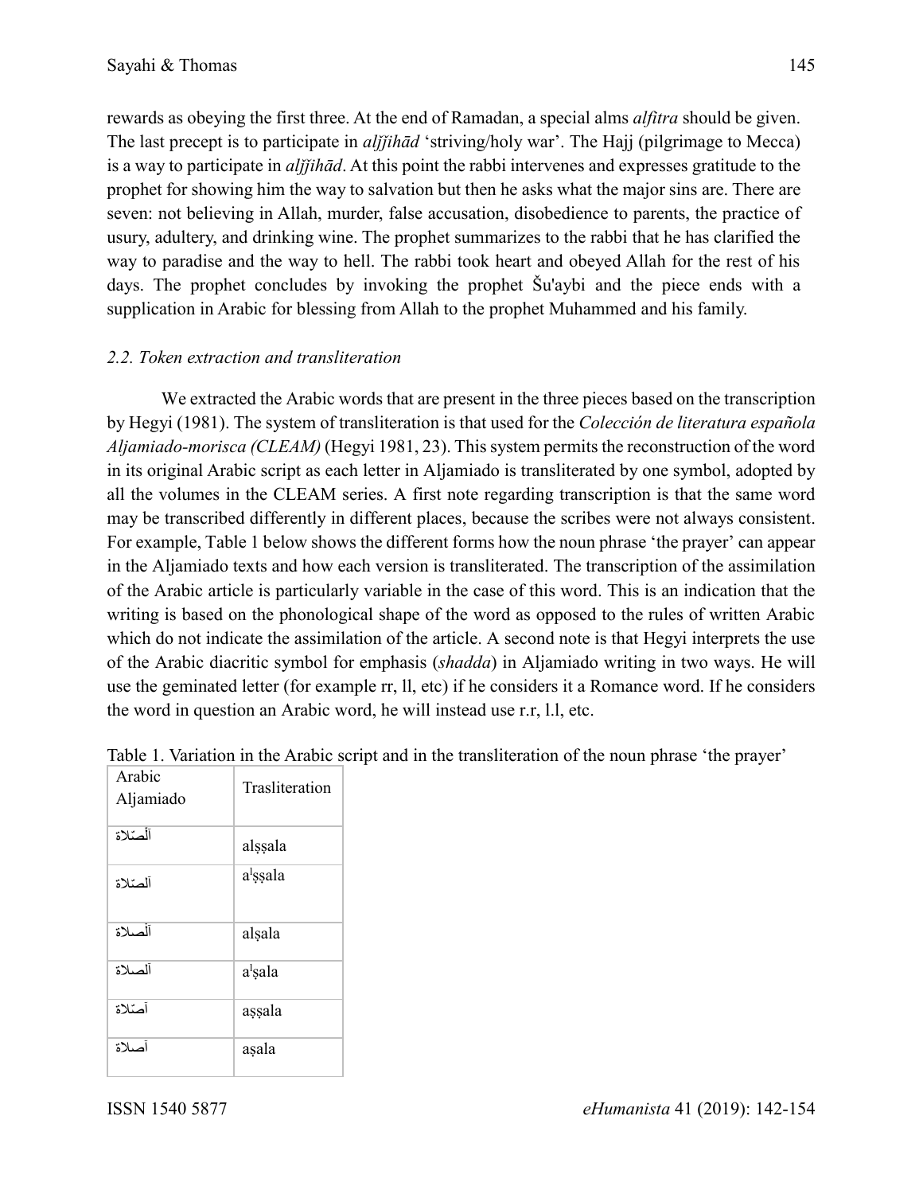rewards as obeying the first three. At the end of Ramadan, a special alms *alfitra* should be given. The last precept is to participate in *aljjihād* 'striving/holy war'. The Hajj (pilgrimage to Mecca) is a way to participate in *aljjihād*. At this point the rabbi intervenes and expresses gratitude to the prophet for showing him the way to salvation but then he asks what the major sins are. There are seven: not believing in Allah, murder, false accusation, disobedience to parents, the practice of usury, adultery, and drinking wine. The prophet summarizes to the rabbi that he has clarified the way to paradise and the way to hell. The rabbi took heart and obeyed Allah for the rest of his days. The prophet concludes by invoking the prophet Šu'aybi and the piece ends with a supplication in Arabic for blessing from Allah to the prophet Muhammed and his family.

### *2.2. Token extraction and transliteration*

We extracted the Arabic words that are present in the three pieces based on the transcription by Hegyi (1981). The system of transliteration is that used for the *Colección de literatura española Aljamiado-morisca (CLEAM)* (Hegyi 1981, 23). This system permits the reconstruction of the word in its original Arabic script as each letter in Aljamiado is transliterated by one symbol, adopted by all the volumes in the CLEAM series. A first note regarding transcription is that the same word may be transcribed differently in different places, because the scribes were not always consistent. For example, Table 1 below shows the different forms how the noun phrase 'the prayer' can appear in the Aljamiado texts and how each version is transliterated. The transcription of the assimilation of the Arabic article is particularly variable in the case of this word. This is an indication that the writing is based on the phonological shape of the word as opposed to the rules of written Arabic which do not indicate the assimilation of the article. A second note is that Hegyi interprets the use of the Arabic diacritic symbol for emphasis (*shadda*) in Aljamiado writing in two ways. He will use the geminated letter (for example rr, ll, etc) if he considers it a Romance word. If he considers the word in question an Arabic word, he will instead use r.r, l.l, etc.

Table 1. Variation in the Arabic script and in the transliteration of the noun phrase 'the prayer'

| Arabic Aljamiado | Trasliteration |
|---|---|
| اَلْصَّلاة | alṣṣala |
| اَلصّلاة | a<sup>l</sup>ṣṣala |
| اَلْصلاة | alṣala |
| اَلصلاة | a<sup>l</sup>ṣala |
| اَصّلاة | aṣṣala |
| اَصلاة | aṣala |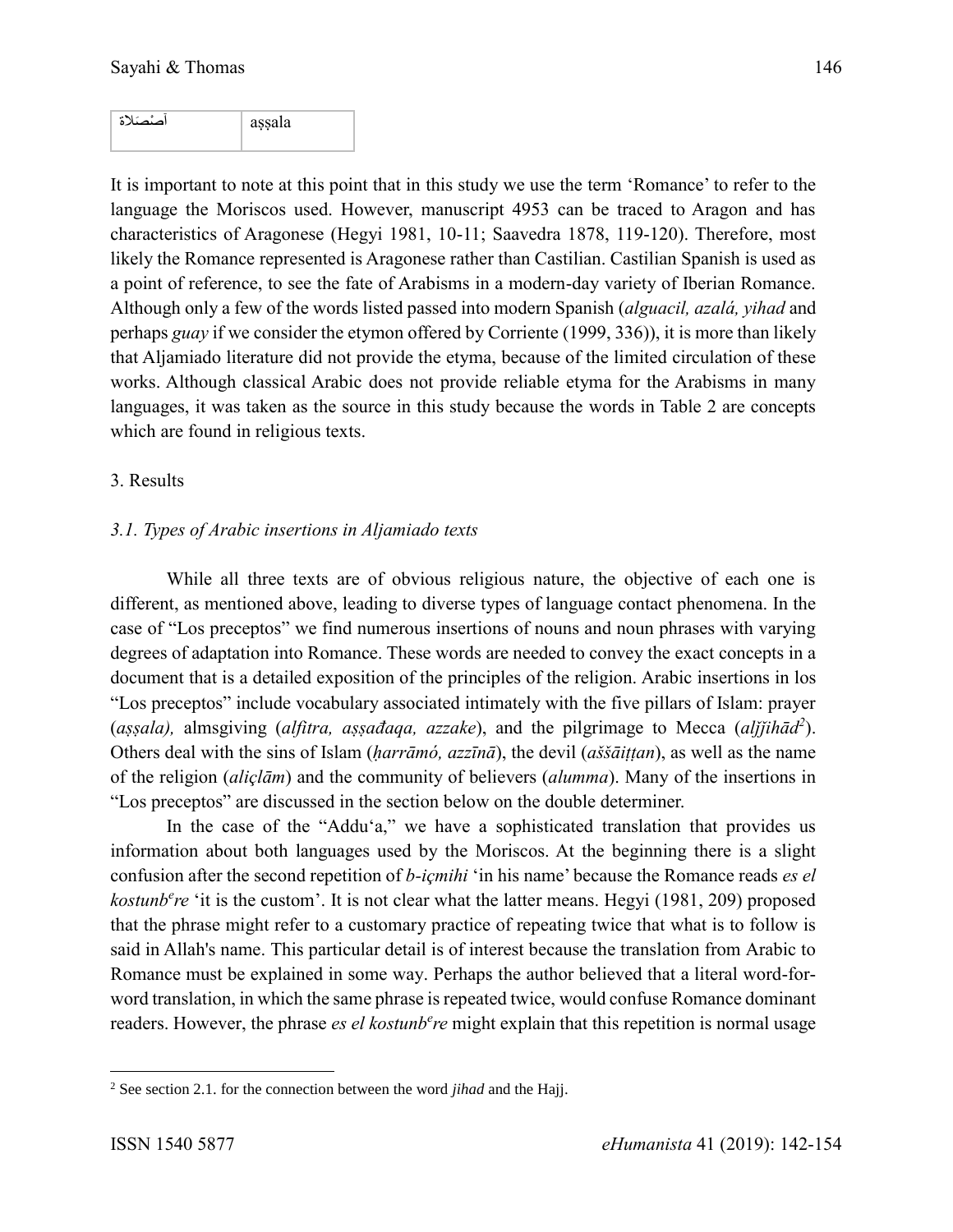| آصْصَلاة | aṣṣala |
|---|---|

It is important to note at this point that in this study we use the term 'Romance' to refer to the language the Moriscos used. However, manuscript 4953 can be traced to Aragon and has characteristics of Aragonese (Hegyi 1981, 10-11; Saavedra 1878, 119-120). Therefore, most likely the Romance represented is Aragonese rather than Castilian. Castilian Spanish is used as a point of reference, to see the fate of Arabisms in a modern-day variety of Iberian Romance. Although only a few of the words listed passed into modern Spanish (*alguacil, azalá, yihad* and perhaps *guay* if we consider the etymon offered by Corriente (1999, 336)), it is more than likely that Aljamiado literature did not provide the etyma, because of the limited circulation of these works. Although classical Arabic does not provide reliable etyma for the Arabisms in many languages, it was taken as the source in this study because the words in Table 2 are concepts which are found in religious texts.

## 3. Results

### *3.1. Types of Arabic insertions in Aljamiado texts*

While all three texts are of obvious religious nature, the objective of each one is different, as mentioned above, leading to diverse types of language contact phenomena. In the case of "Los preceptos" we find numerous insertions of nouns and noun phrases with varying degrees of adaptation into Romance. These words are needed to convey the exact concepts in a document that is a detailed exposition of the principles of the religion. Arabic insertions in los "Los preceptos" include vocabulary associated intimately with the five pillars of Islam: prayer (*aṣṣala),* almsgiving (*alfitra, aṣṣađaqa, azzake*), and the pilgrimage to Mecca (*alǰǰihād*[2]). Others deal with the sins of Islam (*ḥarrāmó, azzīnā*), the devil (*aššāiṭṭan*), as well as the name of the religion (*aliçlām*) and the community of believers (*alumma*). Many of the insertions in "Los preceptos" are discussed in the section below on the double determiner.

In the case of the "Addu'a," we have a sophisticated translation that provides us information about both languages used by the Moriscos. At the beginning there is a slight confusion after the second repetition of *b-içmihi* 'in his name' because the Romance reads *es el kostunb*$^{e}$*re* 'it is the custom'. It is not clear what the latter means. Hegyi (1981, 209) proposed that the phrase might refer to a customary practice of repeating twice that what is to follow is said in Allah's name. This particular detail is of interest because the translation from Arabic to Romance must be explained in some way. Perhaps the author believed that a literal word-for-word translation, in which the same phrase is repeated twice, would confuse Romance dominant readers. However, the phrase *es el kostunb*$^{e}$*re* might explain that this repetition is normal usage

[2] See section 2.1. for the connection between the word *jihad* and the Hajj.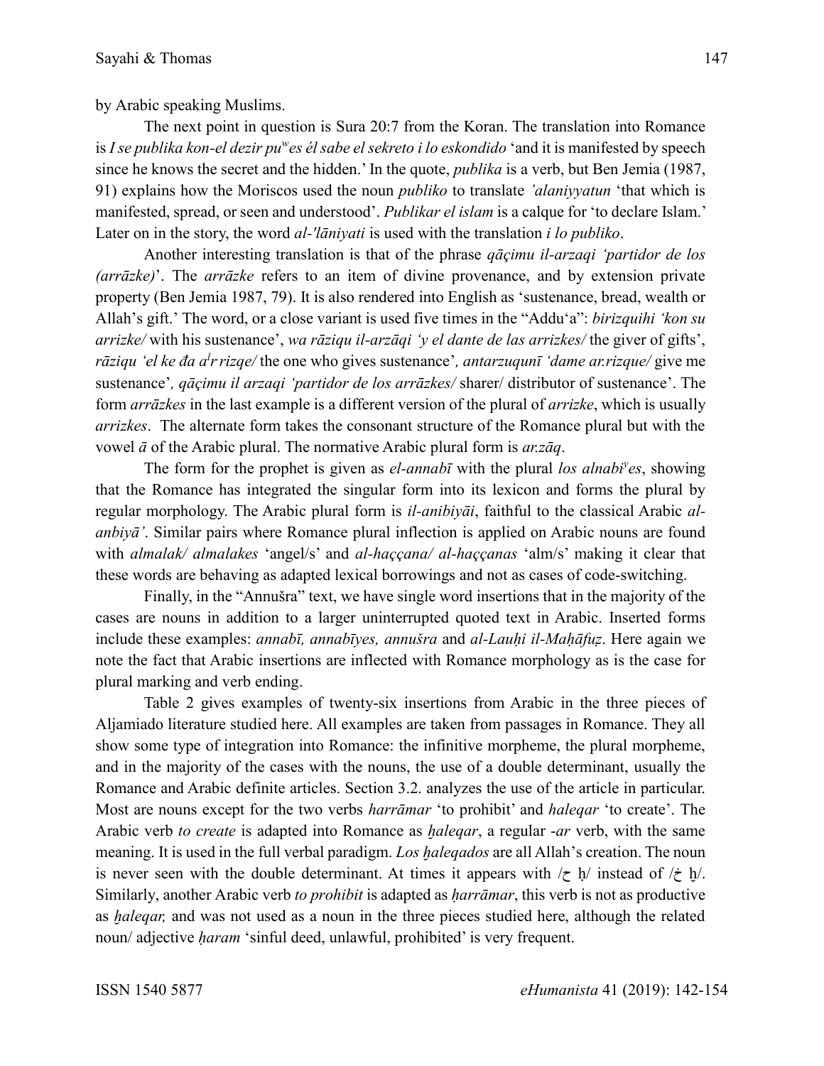by Arabic speaking Muslims.

The next point in question is Sura 20:7 from the Koran. The translation into Romance is *I se publika kon-el dezir puʷes él sabe el sekreto i lo eskondido* 'and it is manifested by speech since he knows the secret and the hidden.' In the quote, *publika* is a verb, but Ben Jemia (1987, 91) explains how the Moriscos used the noun *publiko* to translate *'alaniyyatun* 'that which is manifested, spread, or seen and understood'. *Publikar el islam* is a calque for 'to declare Islam.' Later on in the story, the word *al-'lāniyati* is used with the translation *i lo publiko*.

Another interesting translation is that of the phrase *qāçimu il-arzaqi 'partidor de los (arrāzke)*'. The *arrāzke* refers to an item of divine provenance, and by extension private property (Ben Jemia 1987, 79). It is also rendered into English as 'sustenance, bread, wealth or Allah's gift.' The word, or a close variant is used five times in the "Addu'a": *birizquihi 'kon su arrizke/* with his sustenance', *wa rāziqu il-arzāqi 'y el dante de las arrizkes/* the giver of gifts', *rāziqu 'el ke đa aˡr·rizqe/* the one who gives sustenance'*, antarzuqunī 'dame ar.rizque/* give me sustenance'*, qāçimu il arzaqi 'partidor de los arrāzkes/* sharer/ distributor of sustenance'. The form *arrāzkes* in the last example is a different version of the plural of *arrizke*, which is usually *arrizkes*. The alternate form takes the consonant structure of the Romance plural but with the vowel *ā* of the Arabic plural. The normative Arabic plural form is *ar.zāq*.

The form for the prophet is given as *el-annabī* with the plural *los alnabiʸes*, showing that the Romance has integrated the singular form into its lexicon and forms the plural by regular morphology. The Arabic plural form is *il-anibiyāi*, faithful to the classical Arabic *al-anbiyā'*. Similar pairs where Romance plural inflection is applied on Arabic nouns are found with *almalak/ almalakes* 'angel/s' and *al-haççana/ al-haççanas* 'alm/s' making it clear that these words are behaving as adapted lexical borrowings and not as cases of code-switching.

Finally, in the "Annušra" text, we have single word insertions that in the majority of the cases are nouns in addition to a larger uninterrupted quoted text in Arabic. Inserted forms include these examples: *annabī, annabīyes, annušra* and *al-Lauḥi il-Maḥāfuẓ*. Here again we note the fact that Arabic insertions are inflected with Romance morphology as is the case for plural marking and verb ending.

Table 2 gives examples of twenty-six insertions from Arabic in the three pieces of Aljamiado literature studied here. All examples are taken from passages in Romance. They all show some type of integration into Romance: the infinitive morpheme, the plural morpheme, and in the majority of the cases with the nouns, the use of a double determinant, usually the Romance and Arabic definite articles. Section 3.2. analyzes the use of the article in particular. Most are nouns except for the two verbs *harrāmar* 'to prohibit' and *haleqar* 'to create'. The Arabic verb *to create* is adapted into Romance as *ẖaleqar*, a regular -*ar* verb, with the same meaning. It is used in the full verbal paradigm. *Los ẖaleqados* are all Allah's creation. The noun is never seen with the double determinant. At times it appears with /ح ḥ/ instead of /خ ẖ/. Similarly, another Arabic verb *to prohibit* is adapted as *ḥarrāmar*, this verb is not as productive as *ẖaleqar,* and was not used as a noun in the three pieces studied here, although the related noun/ adjective *ḥaram* 'sinful deed, unlawful, prohibited' is very frequent.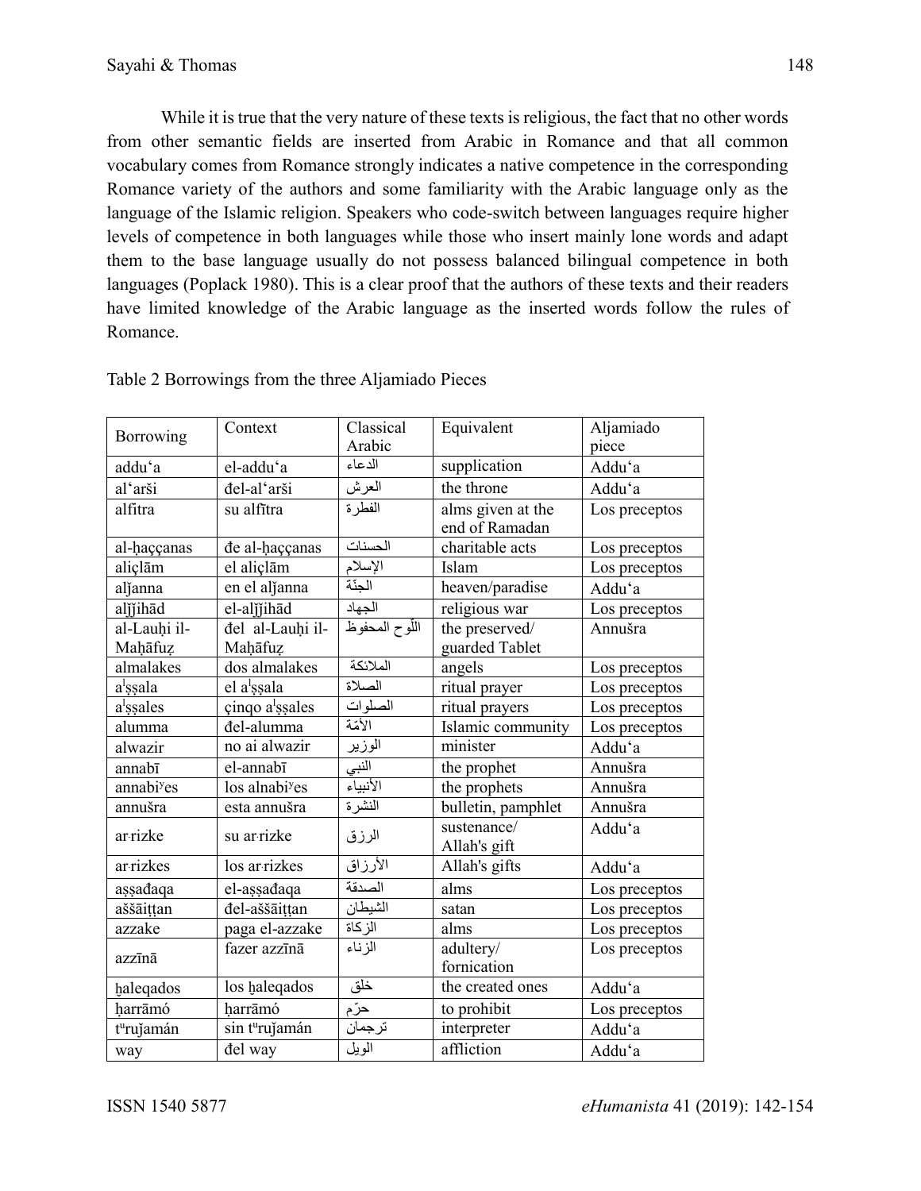While it is true that the very nature of these texts is religious, the fact that no other words from other semantic fields are inserted from Arabic in Romance and that all common vocabulary comes from Romance strongly indicates a native competence in the corresponding Romance variety of the authors and some familiarity with the Arabic language only as the language of the Islamic religion. Speakers who code-switch between languages require higher levels of competence in both languages while those who insert mainly lone words and adapt them to the base language usually do not possess balanced bilingual competence in both languages (Poplack 1980). This is a clear proof that the authors of these texts and their readers have limited knowledge of the Arabic language as the inserted words follow the rules of Romance.

Table 2 Borrowings from the three Aljamiado Pieces

| Borrowing | Context | Classical Arabic | Equivalent | Aljamiado piece |
|---|---|---|---|---|
| adduʻa | el-adduʻa | الدعاء | supplication | Adduʻa |
| alʻarši | đel-alʻarši | العرش | the throne | Adduʻa |
| alfītra | su alfītra | الفطرة | alms given at the end of Ramadan | Los preceptos |
| al-ḥaççanas | đe al-ḥaççanas | الحسنات | charitable acts | Los preceptos |
| aliçlām | el aliçlām | الإسلام | Islam | Los preceptos |
| alǰanna | en el alǰanna | الجنّة | heaven/paradise | Adduʻa |
| alǰǰihād | el-alǰǰihād | الجهاد | religious war | Los preceptos |
| al-Lauḥi il-Maḥāfuẓ | đel al-Lauḥi il-Maḥāfuẓ | اللّوح المحفوظ | the preserved/ guarded Tablet | Annušra |
| almalakes | dos almalakes | الملائكة | angels | Los preceptos |
| a<sup>l</sup>ṣṣala | el a<sup>l</sup>ṣṣala | الصلاة | ritual prayer | Los preceptos |
| a<sup>l</sup>ṣṣales | çinqo a<sup>l</sup>ṣṣales | الصلوات | ritual prayers | Los preceptos |
| alumma | đel-alumma | الأمّة | Islamic community | Los preceptos |
| alwazir | no ai alwazir | الوزير | minister | Adduʻa |
| annabī | el-annabī | النبي | the prophet | Annušra |
| annabi<sup>y</sup>es | los alnabi<sup>y</sup>es | الأنبياء | the prophets | Annušra |
| annušra | esta annušra | النشرة | bulletin, pamphlet | Annušra |
| ar-rizke | su ar-rizke | الرزق | sustenance/ Allah's gift | Adduʻa |
| ar-rizkes | los ar-rizkes | الأرزاق | Allah's gifts | Adduʻa |
| aṣṣađaqa | el-aṣṣađaqa | الصدقة | alms | Los preceptos |
| aššāiṭṭan | đel-aššāiṭṭan | الشيطان | satan | Los preceptos |
| azzake | paga el-azzake | الزكاة | alms | Los preceptos |
| azzīnā | fazer azzīnā | الزناء | adultery/ fornication | Los preceptos |
| ḫaleqados | los ḫaleqados | خلق | the created ones | Adduʻa |
| ḥarrāmó | ḥarrāmó | حرّم | to prohibit | Los preceptos |
| t<sup>u</sup>ruǰamán | sin t<sup>u</sup>ruǰamán | ترجمان | interpreter | Adduʻa |
| way | đel way | الويل | affliction | Adduʻa |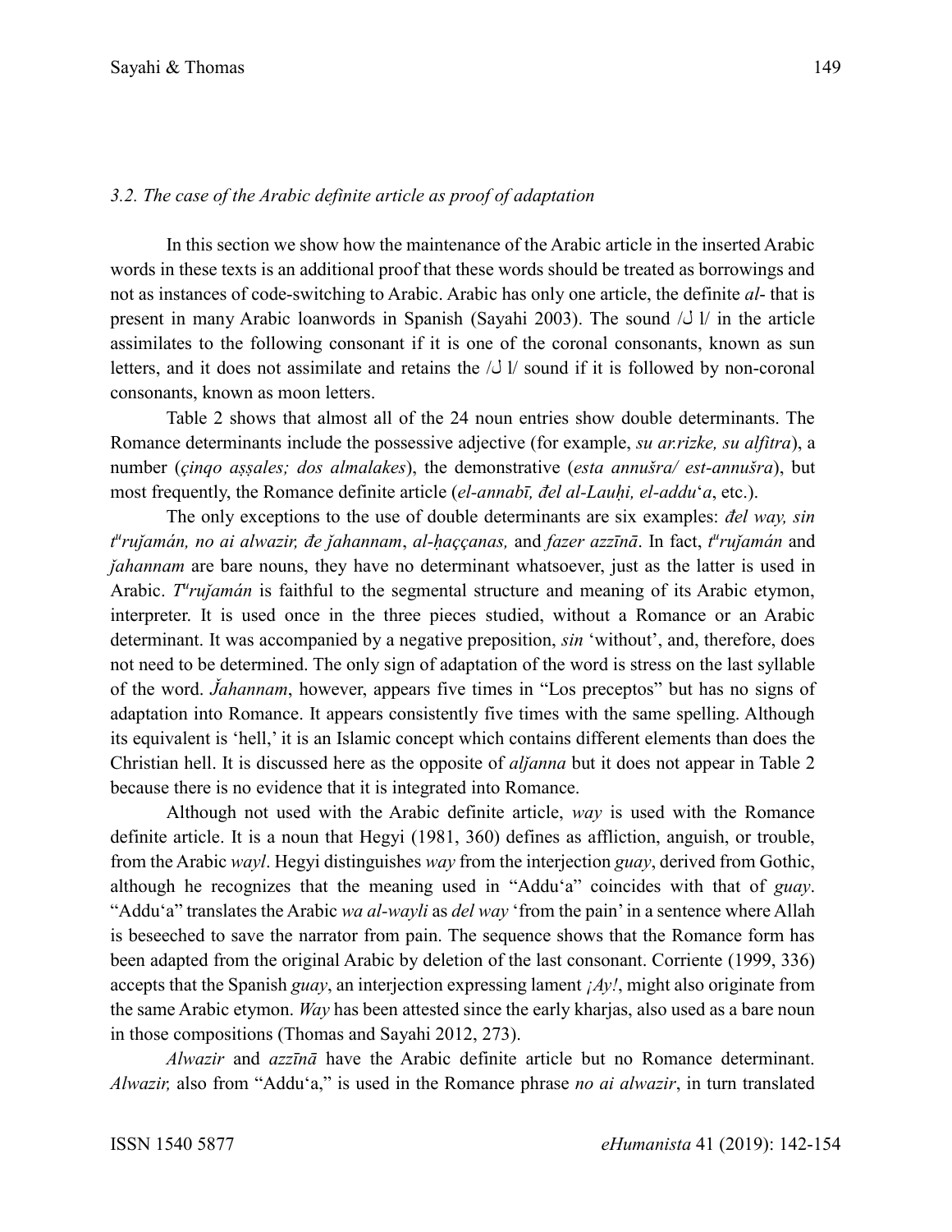### *3.2. The case of the Arabic definite article as proof of adaptation*

In this section we show how the maintenance of the Arabic article in the inserted Arabic words in these texts is an additional proof that these words should be treated as borrowings and not as instances of code-switching to Arabic. Arabic has only one article, the definite *al-* that is present in many Arabic loanwords in Spanish (Sayahi 2003). The sound /ل l/ in the article assimilates to the following consonant if it is one of the coronal consonants, known as sun letters, and it does not assimilate and retains the /ل l/ sound if it is followed by non-coronal consonants, known as moon letters.

Table 2 shows that almost all of the 24 noun entries show double determinants. The Romance determinants include the possessive adjective (for example, *su ar.rizke, su alfitra*), a number (*çinqo aṣṣales; dos almalakes*), the demonstrative (*esta annušra/ est-annušra*), but most frequently, the Romance definite article (*el-annabī, đel al-Lauḥi, el-addu*ʻ*a*, etc.).

The only exceptions to the use of double determinants are six examples: *đel way, sin tᵘruǰamán, no ai alwazir, đe ǰahannam*, *al-ḥaççanas,* and *fazer azzīnā*. In fact, *tᵘruǰamán* and *ǰahannam* are bare nouns, they have no determinant whatsoever, just as the latter is used in Arabic. *Tᵘruǰamán* is faithful to the segmental structure and meaning of its Arabic etymon, interpreter. It is used once in the three pieces studied, without a Romance or an Arabic determinant. It was accompanied by a negative preposition, *sin* 'without', and, therefore, does not need to be determined. The only sign of adaptation of the word is stress on the last syllable of the word. *J̌ahannam*, however, appears five times in "Los preceptos" but has no signs of adaptation into Romance. It appears consistently five times with the same spelling. Although its equivalent is 'hell,' it is an Islamic concept which contains different elements than does the Christian hell. It is discussed here as the opposite of *alǰanna* but it does not appear in Table 2 because there is no evidence that it is integrated into Romance.

Although not used with the Arabic definite article, *way* is used with the Romance definite article. It is a noun that Hegyi (1981, 360) defines as affliction, anguish, or trouble, from the Arabic *wayl*. Hegyi distinguishes *way* from the interjection *guay*, derived from Gothic, although he recognizes that the meaning used in "Addu'a" coincides with that of *guay*. "Addu'a" translates the Arabic *wa al-wayli* as *del way* 'from the pain' in a sentence where Allah is beseeched to save the narrator from pain. The sequence shows that the Romance form has been adapted from the original Arabic by deletion of the last consonant. Corriente (1999, 336) accepts that the Spanish *guay*, an interjection expressing lament *¡Ay!*, might also originate from the same Arabic etymon. *Way* has been attested since the early kharjas, also used as a bare noun in those compositions (Thomas and Sayahi 2012, 273).

*Alwazir* and *azzīnā* have the Arabic definite article but no Romance determinant. *Alwazir,* also from "Addu'a," is used in the Romance phrase *no ai alwazir*, in turn translated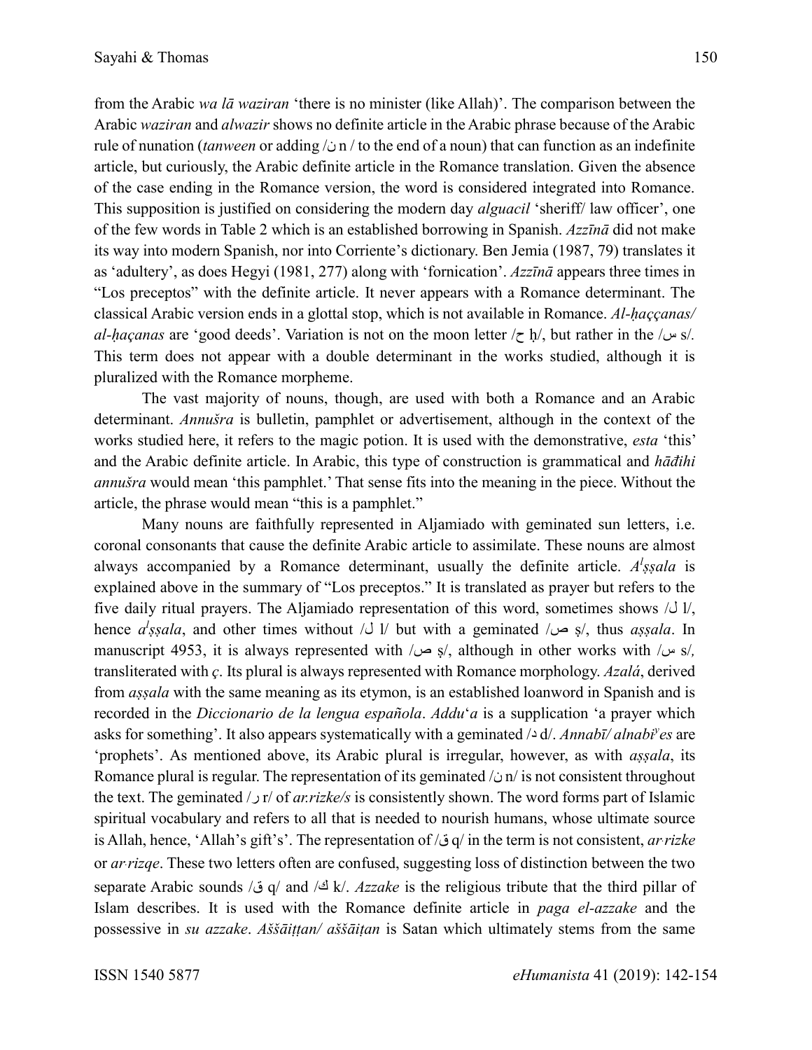from the Arabic *wa lā waziran* 'there is no minister (like Allah)'. The comparison between the Arabic *waziran* and *alwazir* shows no definite article in the Arabic phrase because of the Arabic rule of nunation (*tanween* or adding /ن n / to the end of a noun) that can function as an indefinite article, but curiously, the Arabic definite article in the Romance translation. Given the absence of the case ending in the Romance version, the word is considered integrated into Romance. This supposition is justified on considering the modern day *alguacil* 'sheriff/ law officer', one of the few words in Table 2 which is an established borrowing in Spanish. *Azzīnā* did not make its way into modern Spanish, nor into Corriente's dictionary. Ben Jemia (1987, 79) translates it as 'adultery', as does Hegyi (1981, 277) along with 'fornication'. *Azzīnā* appears three times in "Los preceptos" with the definite article. It never appears with a Romance determinant. The classical Arabic version ends in a glottal stop, which is not available in Romance. *Al-ḥaççanas/ al-ḥaçanas* are 'good deeds'. Variation is not on the moon letter /ح ḥ/, but rather in the /س s/. This term does not appear with a double determinant in the works studied, although it is pluralized with the Romance morpheme.

The vast majority of nouns, though, are used with both a Romance and an Arabic determinant. *Annušra* is bulletin, pamphlet or advertisement, although in the context of the works studied here, it refers to the magic potion. It is used with the demonstrative, *esta* 'this' and the Arabic definite article. In Arabic, this type of construction is grammatical and *hāđihi annušra* would mean 'this pamphlet.' That sense fits into the meaning in the piece. Without the article, the phrase would mean "this is a pamphlet."

Many nouns are faithfully represented in Aljamiado with geminated sun letters, i.e. coronal consonants that cause the definite Arabic article to assimilate. These nouns are almost always accompanied by a Romance determinant, usually the definite article. *A^l^ṣṣala* is explained above in the summary of "Los preceptos." It is translated as prayer but refers to the five daily ritual prayers. The Aljamiado representation of this word, sometimes shows /ل l/, hence *a^l^ṣṣala*, and other times without /ل l/ but with a geminated /ص ṣ/, thus *aṣṣala*. In manuscript 4953, it is always represented with /ص ṣ/, although in other works with /س s/, transliterated with *ç*. Its plural is always represented with Romance morphology. *Azalá*, derived from *aṣṣala* with the same meaning as its etymon, is an established loanword in Spanish and is recorded in the *Diccionario de la lengua española*. *Addu*'*a* is a supplication 'a prayer which asks for something'. It also appears systematically with a geminated /د d/. *Annabī/ alnabi^y^es* are 'prophets'. As mentioned above, its Arabic plural is irregular, however, as with *aṣṣala*, its Romance plural is regular. The representation of its geminated /ن n/ is not consistent throughout the text. The geminated /ر r/ of *ar.rizke/s* is consistently shown. The word forms part of Islamic spiritual vocabulary and refers to all that is needed to nourish humans, whose ultimate source is Allah, hence, 'Allah's gift's'. The representation of /ق q/ in the term is not consistent, *ar·rizke* or *ar·rizqe*. These two letters often are confused, suggesting loss of distinction between the two separate Arabic sounds /ق q/ and /ك k/. *Azzake* is the religious tribute that the third pillar of Islam describes. It is used with the Romance definite article in *paga el-azzake* and the possessive in *su azzake*. *Aššāiṭṭan/ aššāiṭan* is Satan which ultimately stems from the same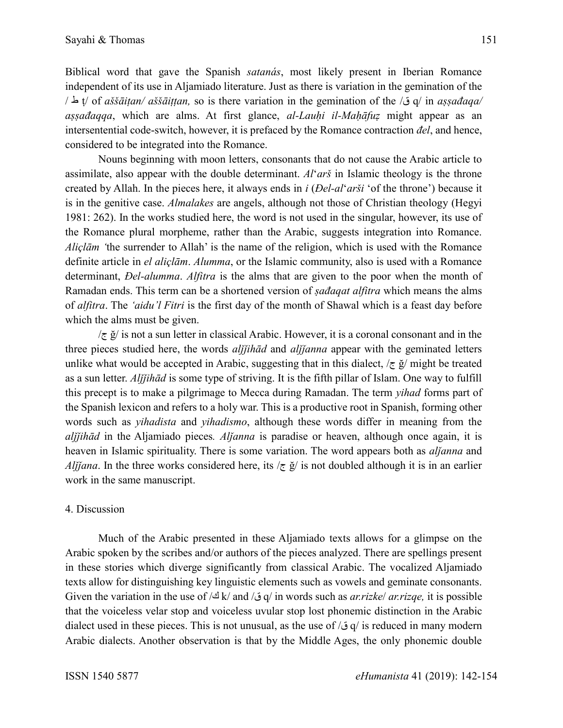Biblical word that gave the Spanish *satanás*, most likely present in Iberian Romance independent of its use in Aljamiado literature. Just as there is variation in the gemination of the / ط ṭ/ of *aššāiṭan/ aššāiṭṭan,* so is there variation in the gemination of the /ق q/ in *aṣṣađaqa/ aṣṣađaqqa*, which are alms. At first glance, *al-Lauḥi il-Maḥāfuẓ* might appear as an intersentential code-switch, however, it is prefaced by the Romance contraction *đel*, and hence, considered to be integrated into the Romance.

Nouns beginning with moon letters, consonants that do not cause the Arabic article to assimilate, also appear with the double determinant. *Al*ʻ*arš* in Islamic theology is the throne created by Allah. In the pieces here, it always ends in *i* (*Đel-al*ʻ*arši* 'of the throne') because it is in the genitive case. *Almalakes* are angels, although not those of Christian theology (Hegyi 1981: 262). In the works studied here, the word is not used in the singular, however, its use of the Romance plural morpheme, rather than the Arabic, suggests integration into Romance. *Aliçlām '*the surrender to Allah' is the name of the religion, which is used with the Romance definite article in *el aliçlām*. *Alumma*, or the Islamic community, also is used with a Romance determinant, *Đel-alumma*. *Alfitra* is the alms that are given to the poor when the month of Ramadan ends. This term can be a shortened version of *ṣađaqat alfitra* which means the alms of *alfitra*. The *'aidu'l Fitri* is the first day of the month of Shawal which is a feast day before which the alms must be given.

/ج ğ/ is not a sun letter in classical Arabic. However, it is a coronal consonant and in the three pieces studied here, the words *alǰǰihād* and *alǰǰanna* appear with the geminated letters unlike what would be accepted in Arabic, suggesting that in this dialect, /ج ğ/ might be treated as a sun letter. *Alǰǰihād* is some type of striving. It is the fifth pillar of Islam. One way to fulfill this precept is to make a pilgrimage to Mecca during Ramadan. The term *yihad* forms part of the Spanish lexicon and refers to a holy war. This is a productive root in Spanish, forming other words such as *yihadista* and *yihadismo*, although these words differ in meaning from the *alǰǰihād* in the Aljamiado pieces*. Alǰanna* is paradise or heaven, although once again, it is heaven in Islamic spirituality. There is some variation. The word appears both as *alǰanna* and *Alǰǰana*. In the three works considered here, its /ج ğ/ is not doubled although it is in an earlier work in the same manuscript.

## 4. Discussion

Much of the Arabic presented in these Aljamiado texts allows for a glimpse on the Arabic spoken by the scribes and/or authors of the pieces analyzed. There are spellings present in these stories which diverge significantly from classical Arabic. The vocalized Aljamiado texts allow for distinguishing key linguistic elements such as vowels and geminate consonants. Given the variation in the use of /ك k/ and /ق q/ in words such as *ar.rizke*/ *ar.rizqe,* it is possible that the voiceless velar stop and voiceless uvular stop lost phonemic distinction in the Arabic dialect used in these pieces. This is not unusual, as the use of /ق q/ is reduced in many modern Arabic dialects. Another observation is that by the Middle Ages, the only phonemic double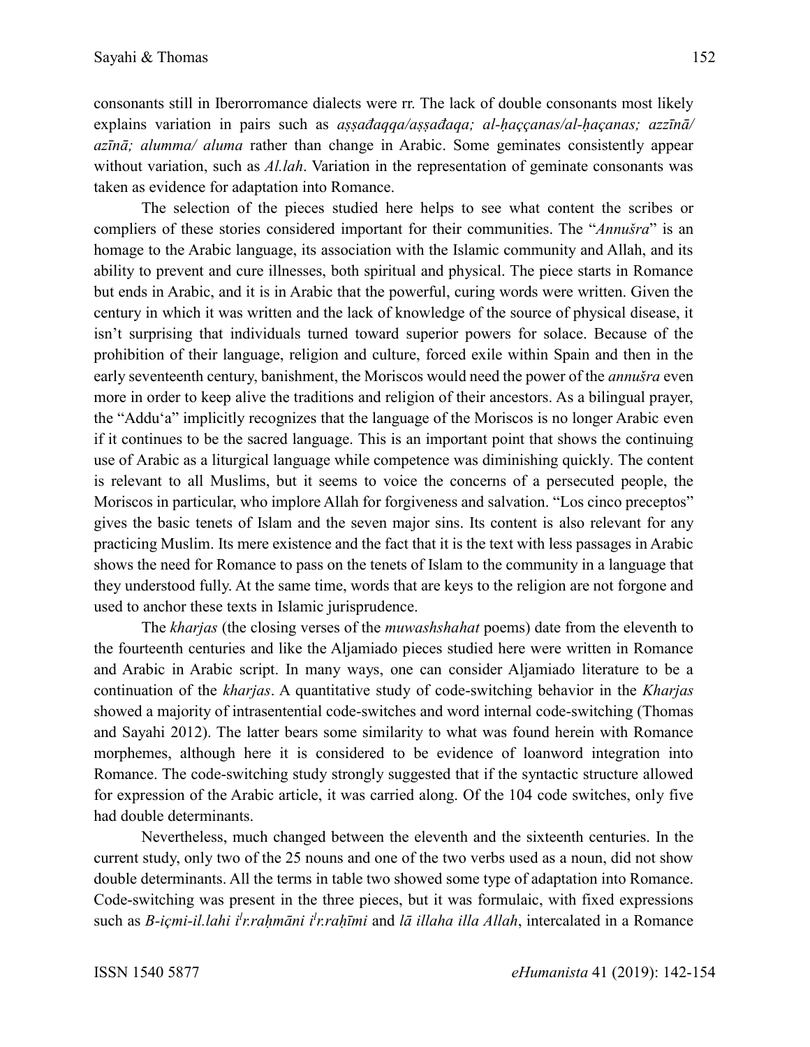consonants still in Iberorromance dialects were rr. The lack of double consonants most likely explains variation in pairs such as *aṣṣađaqqa/aṣṣađaqa; al-ḥaççanas/al-ḥaçanas; azzīnā/ azīnā; alumma/ aluma* rather than change in Arabic. Some geminates consistently appear without variation, such as *Al.lah*. Variation in the representation of geminate consonants was taken as evidence for adaptation into Romance.

The selection of the pieces studied here helps to see what content the scribes or compliers of these stories considered important for their communities. The "*Annušra*" is an homage to the Arabic language, its association with the Islamic community and Allah, and its ability to prevent and cure illnesses, both spiritual and physical. The piece starts in Romance but ends in Arabic, and it is in Arabic that the powerful, curing words were written. Given the century in which it was written and the lack of knowledge of the source of physical disease, it isn't surprising that individuals turned toward superior powers for solace. Because of the prohibition of their language, religion and culture, forced exile within Spain and then in the early seventeenth century, banishment, the Moriscos would need the power of the *annušra* even more in order to keep alive the traditions and religion of their ancestors. As a bilingual prayer, the "Addu'a" implicitly recognizes that the language of the Moriscos is no longer Arabic even if it continues to be the sacred language. This is an important point that shows the continuing use of Arabic as a liturgical language while competence was diminishing quickly. The content is relevant to all Muslims, but it seems to voice the concerns of a persecuted people, the Moriscos in particular, who implore Allah for forgiveness and salvation. "Los cinco preceptos" gives the basic tenets of Islam and the seven major sins. Its content is also relevant for any practicing Muslim. Its mere existence and the fact that it is the text with less passages in Arabic shows the need for Romance to pass on the tenets of Islam to the community in a language that they understood fully. At the same time, words that are keys to the religion are not forgone and used to anchor these texts in Islamic jurisprudence.

The *kharjas* (the closing verses of the *muwashshahat* poems) date from the eleventh to the fourteenth centuries and like the Aljamiado pieces studied here were written in Romance and Arabic in Arabic script. In many ways, one can consider Aljamiado literature to be a continuation of the *kharjas*. A quantitative study of code-switching behavior in the *Kharjas* showed a majority of intrasentential code-switches and word internal code-switching (Thomas and Sayahi 2012). The latter bears some similarity to what was found herein with Romance morphemes, although here it is considered to be evidence of loanword integration into Romance. The code-switching study strongly suggested that if the syntactic structure allowed for expression of the Arabic article, it was carried along. Of the 104 code switches, only five had double determinants.

Nevertheless, much changed between the eleventh and the sixteenth centuries. In the current study, only two of the 25 nouns and one of the two verbs used as a noun, did not show double determinants. All the terms in table two showed some type of adaptation into Romance. Code-switching was present in the three pieces, but it was formulaic, with fixed expressions such as *B-içmi-il.lahi i^l^r.raḥmāni i^l^r.raḥīmi* and *lā illaha illa Allah*, intercalated in a Romance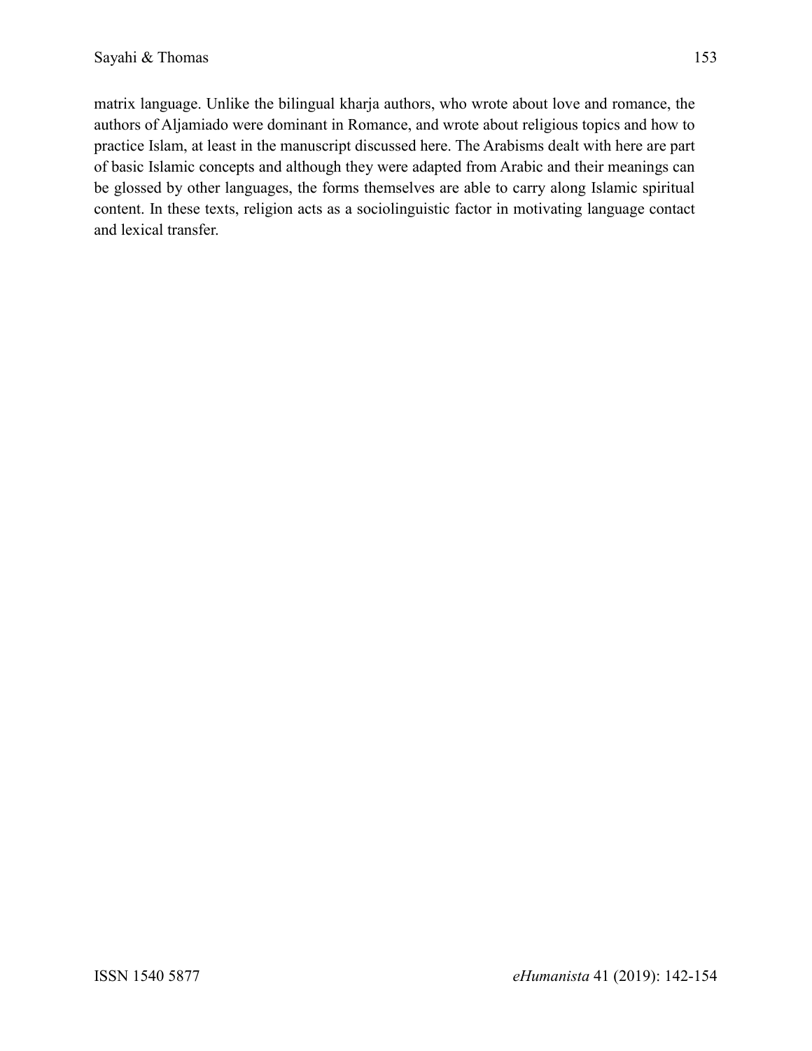matrix language. Unlike the bilingual kharja authors, who wrote about love and romance, the authors of Aljamiado were dominant in Romance, and wrote about religious topics and how to practice Islam, at least in the manuscript discussed here. The Arabisms dealt with here are part of basic Islamic concepts and although they were adapted from Arabic and their meanings can be glossed by other languages, the forms themselves are able to carry along Islamic spiritual content. In these texts, religion acts as a sociolinguistic factor in motivating language contact and lexical transfer.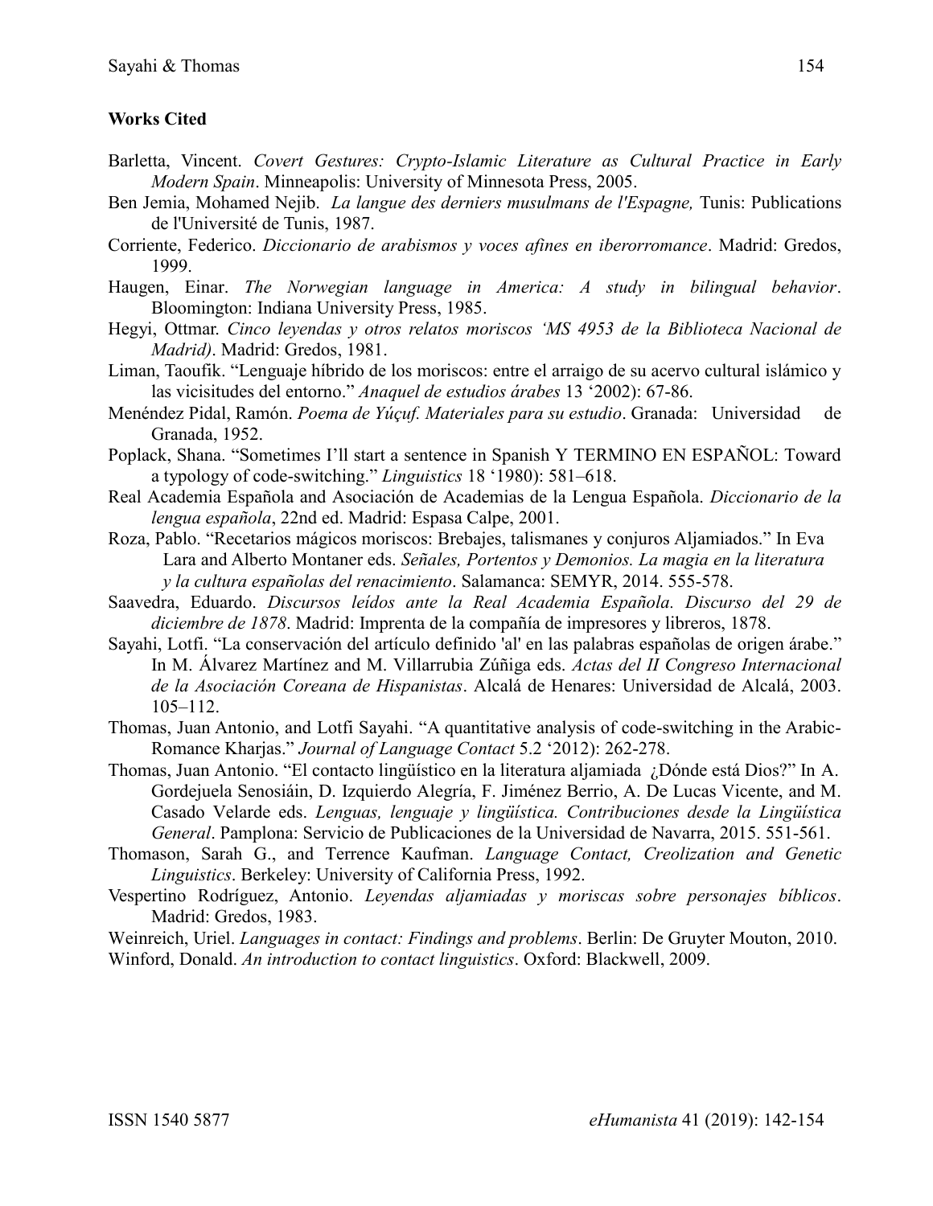**Works Cited**

Barletta, Vincent. *Covert Gestures: Crypto-Islamic Literature as Cultural Practice in Early Modern Spain*. Minneapolis: University of Minnesota Press, 2005.

Ben Jemia, Mohamed Nejib. *La langue des derniers musulmans de l'Espagne,* Tunis: Publications de l'Université de Tunis, 1987.

Corriente, Federico. *Diccionario de arabismos y voces afines en iberorromance*. Madrid: Gredos, 1999.

Haugen, Einar. *The Norwegian language in America: A study in bilingual behavior*. Bloomington: Indiana University Press, 1985.

Hegyi, Ottmar. *Cinco leyendas y otros relatos moriscos 'MS 4953 de la Biblioteca Nacional de Madrid)*. Madrid: Gredos, 1981.

Liman, Taoufik. "Lenguaje híbrido de los moriscos: entre el arraigo de su acervo cultural islámico y las vicisitudes del entorno." *Anaquel de estudios árabes* 13 '2002): 67-86.

Menéndez Pidal, Ramón. *Poema de Yúçuf. Materiales para su estudio*. Granada: Universidad de Granada, 1952.

Poplack, Shana. "Sometimes I'll start a sentence in Spanish Y TERMINO EN ESPAÑOL: Toward a typology of code-switching." *Linguistics* 18 '1980): 581–618.

Real Academia Española and Asociación de Academias de la Lengua Española. *Diccionario de la lengua española*, 22nd ed. Madrid: Espasa Calpe, 2001.

Roza, Pablo. "Recetarios mágicos moriscos: Brebajes, talismanes y conjuros Aljamiados." In Eva Lara and Alberto Montaner eds. *Señales, Portentos y Demonios. La magia en la literatura y la cultura españolas del renacimiento*. Salamanca: SEMYR, 2014. 555-578.

Saavedra, Eduardo. *Discursos leídos ante la Real Academia Española. Discurso del 29 de diciembre de 1878*. Madrid: Imprenta de la compañía de impresores y libreros, 1878.

Sayahi, Lotfi. "La conservación del artículo definido 'al' en las palabras españolas de origen árabe." In M. Álvarez Martínez and M. Villarrubia Zúñiga eds. *Actas del II Congreso Internacional de la Asociación Coreana de Hispanistas*. Alcalá de Henares: Universidad de Alcalá, 2003. 105–112.

Thomas, Juan Antonio, and Lotfi Sayahi. "A quantitative analysis of code-switching in the Arabic-Romance Kharjas." *Journal of Language Contact* 5.2 '2012): 262-278.

Thomas, Juan Antonio. "El contacto lingüístico en la literatura aljamiada ¿Dónde está Dios?" In A. Gordejuela Senosiáin, D. Izquierdo Alegría, F. Jiménez Berrio, A. De Lucas Vicente, and M. Casado Velarde eds. *Lenguas, lenguaje y lingüística. Contribuciones desde la Lingüística General*. Pamplona: Servicio de Publicaciones de la Universidad de Navarra, 2015. 551-561.

Thomason, Sarah G., and Terrence Kaufman. *Language Contact, Creolization and Genetic Linguistics*. Berkeley: University of California Press, 1992.

Vespertino Rodríguez, Antonio. *Leyendas aljamiadas y moriscas sobre personajes bíblicos*. Madrid: Gredos, 1983.

Weinreich, Uriel. *Languages in contact: Findings and problems*. Berlin: De Gruyter Mouton, 2010.

Winford, Donald. *An introduction to contact linguistics*. Oxford: Blackwell, 2009.